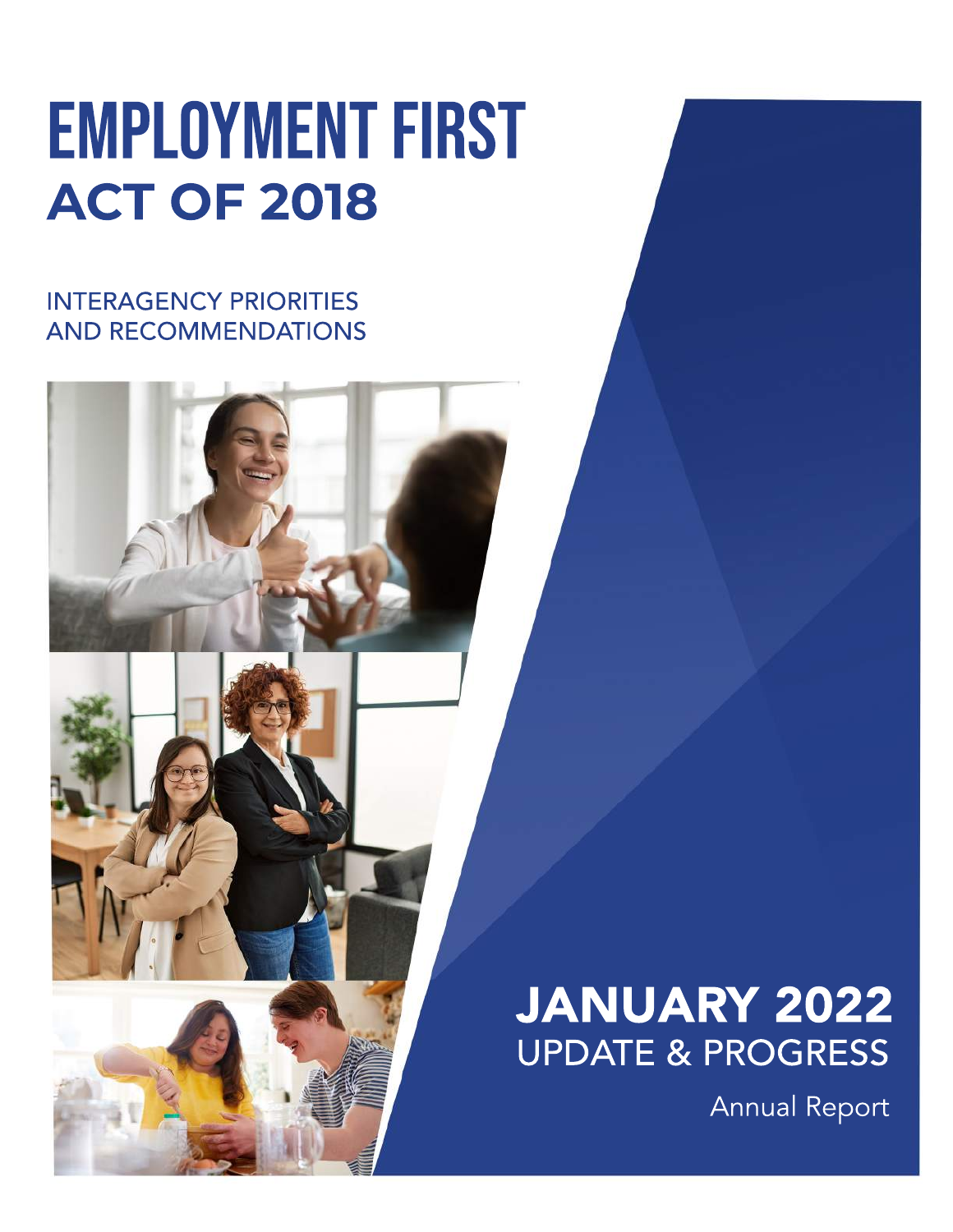# EMPLOYMENT FIRST
## ACT OF 2018

INTERAGENCY PRIORITIES AND RECOMMENDATIONS

## JANUARY 2022
UPDATE & PROGRESS

Annual Report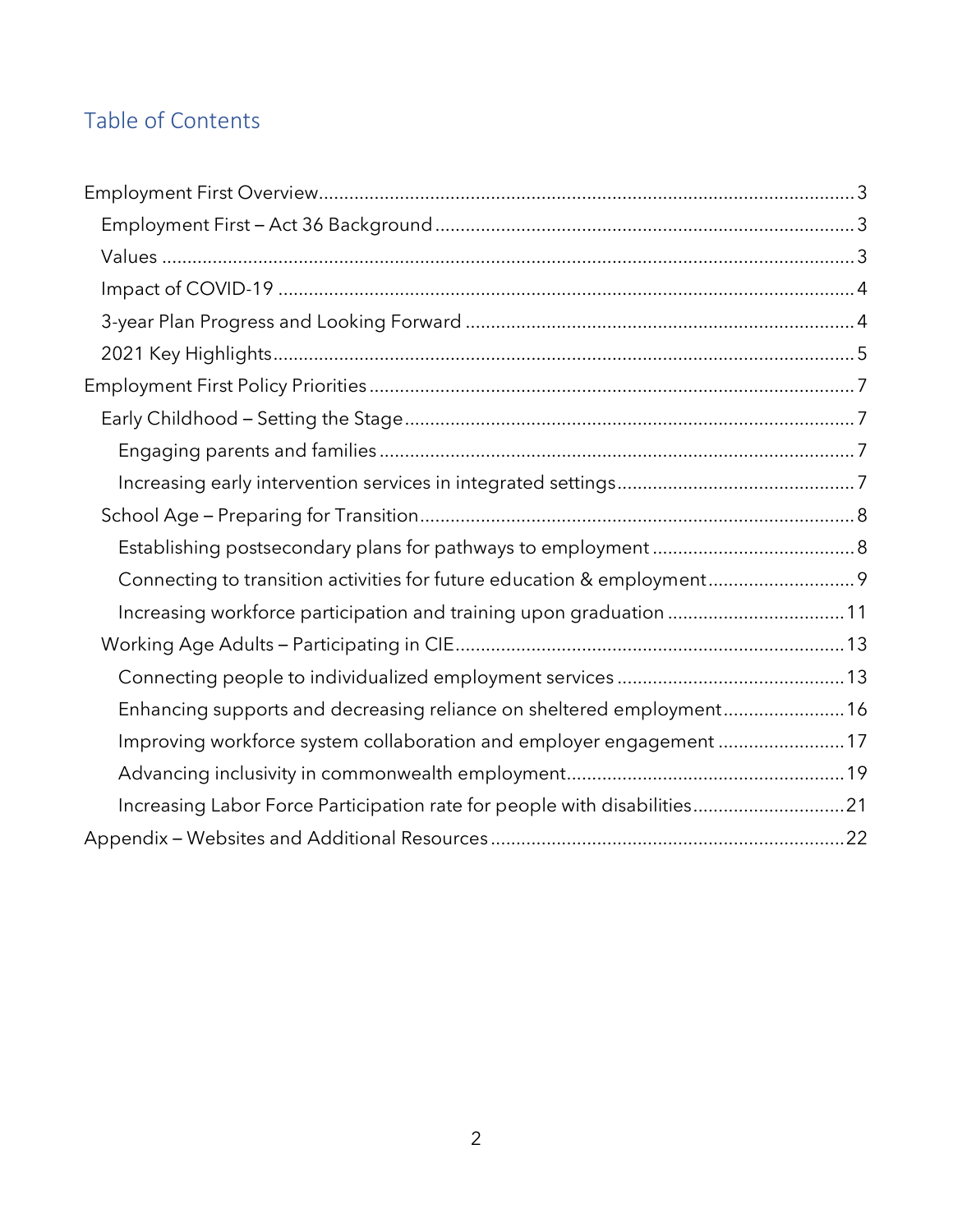## Table of Contents

- Employment First Overview ........ 3
  - Employment First – Act 36 Background ........ 3
  - Values ........ 3
  - Impact of COVID-19 ........ 4
  - 3-year Plan Progress and Looking Forward ........ 4
  - 2021 Key Highlights ........ 5
- Employment First Policy Priorities ........ 7
  - Early Childhood – Setting the Stage ........ 7
    - Engaging parents and families ........ 7
    - Increasing early intervention services in integrated settings ........ 7
  - School Age – Preparing for Transition ........ 8
    - Establishing postsecondary plans for pathways to employment ........ 8
    - Connecting to transition activities for future education & employment ........ 9
    - Increasing workforce participation and training upon graduation ........ 11
  - Working Age Adults – Participating in CIE ........ 13
    - Connecting people to individualized employment services ........ 13
    - Enhancing supports and decreasing reliance on sheltered employment ........ 16
    - Improving workforce system collaboration and employer engagement ........ 17
    - Advancing inclusivity in commonwealth employment ........ 19
    - Increasing Labor Force Participation rate for people with disabilities ........ 21
- Appendix – Websites and Additional Resources ........ 22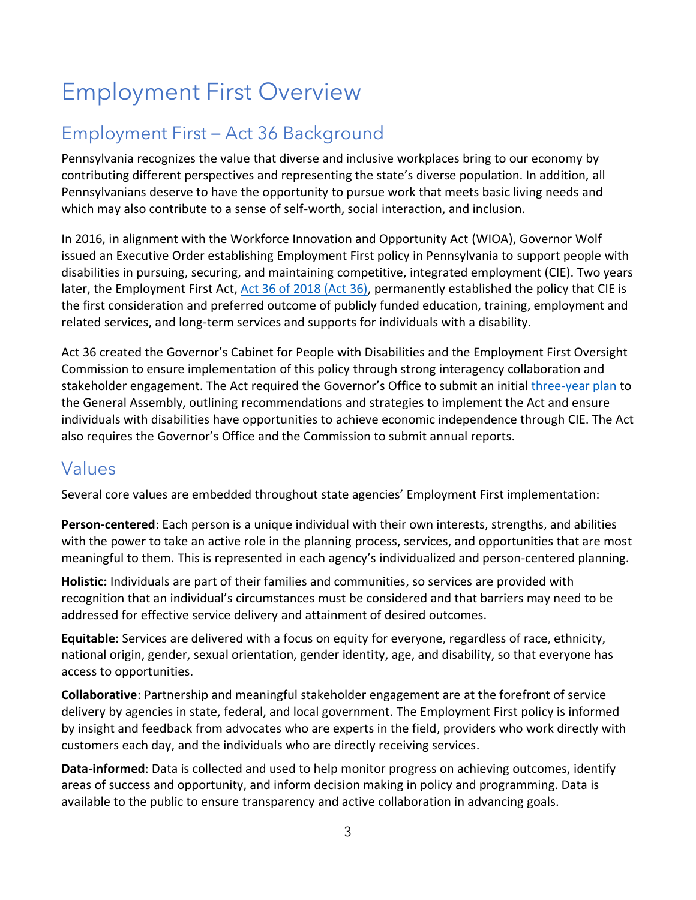# Employment First Overview

## Employment First – Act 36 Background

Pennsylvania recognizes the value that diverse and inclusive workplaces bring to our economy by contributing different perspectives and representing the state's diverse population. In addition, all Pennsylvanians deserve to have the opportunity to pursue work that meets basic living needs and which may also contribute to a sense of self-worth, social interaction, and inclusion.

In 2016, in alignment with the Workforce Innovation and Opportunity Act (WIOA), Governor Wolf issued an Executive Order establishing Employment First policy in Pennsylvania to support people with disabilities in pursuing, securing, and maintaining competitive, integrated employment (CIE). Two years later, the Employment First Act, Act 36 of 2018 (Act 36), permanently established the policy that CIE is the first consideration and preferred outcome of publicly funded education, training, employment and related services, and long-term services and supports for individuals with a disability.

Act 36 created the Governor's Cabinet for People with Disabilities and the Employment First Oversight Commission to ensure implementation of this policy through strong interagency collaboration and stakeholder engagement. The Act required the Governor's Office to submit an initial three-year plan to the General Assembly, outlining recommendations and strategies to implement the Act and ensure individuals with disabilities have opportunities to achieve economic independence through CIE. The Act also requires the Governor's Office and the Commission to submit annual reports.

## Values

Several core values are embedded throughout state agencies' Employment First implementation:

**Person-centered**: Each person is a unique individual with their own interests, strengths, and abilities with the power to take an active role in the planning process, services, and opportunities that are most meaningful to them. This is represented in each agency's individualized and person-centered planning.

**Holistic:** Individuals are part of their families and communities, so services are provided with recognition that an individual's circumstances must be considered and that barriers may need to be addressed for effective service delivery and attainment of desired outcomes.

**Equitable:** Services are delivered with a focus on equity for everyone, regardless of race, ethnicity, national origin, gender, sexual orientation, gender identity, age, and disability, so that everyone has access to opportunities.

**Collaborative**: Partnership and meaningful stakeholder engagement are at the forefront of service delivery by agencies in state, federal, and local government. The Employment First policy is informed by insight and feedback from advocates who are experts in the field, providers who work directly with customers each day, and the individuals who are directly receiving services.

**Data-informed**: Data is collected and used to help monitor progress on achieving outcomes, identify areas of success and opportunity, and inform decision making in policy and programming. Data is available to the public to ensure transparency and active collaboration in advancing goals.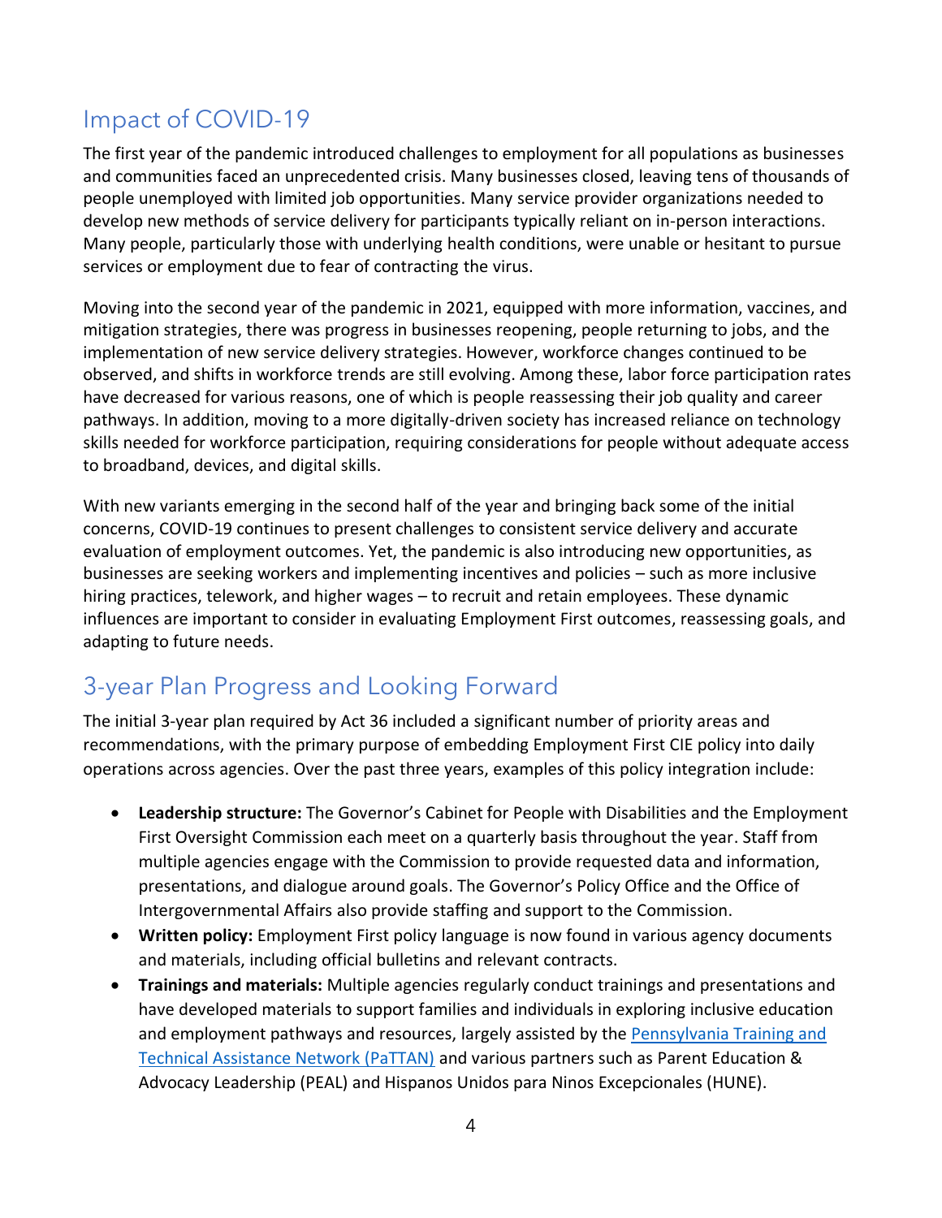## Impact of COVID-19

The first year of the pandemic introduced challenges to employment for all populations as businesses and communities faced an unprecedented crisis. Many businesses closed, leaving tens of thousands of people unemployed with limited job opportunities. Many service provider organizations needed to develop new methods of service delivery for participants typically reliant on in-person interactions. Many people, particularly those with underlying health conditions, were unable or hesitant to pursue services or employment due to fear of contracting the virus.

Moving into the second year of the pandemic in 2021, equipped with more information, vaccines, and mitigation strategies, there was progress in businesses reopening, people returning to jobs, and the implementation of new service delivery strategies. However, workforce changes continued to be observed, and shifts in workforce trends are still evolving. Among these, labor force participation rates have decreased for various reasons, one of which is people reassessing their job quality and career pathways. In addition, moving to a more digitally-driven society has increased reliance on technology skills needed for workforce participation, requiring considerations for people without adequate access to broadband, devices, and digital skills.

With new variants emerging in the second half of the year and bringing back some of the initial concerns, COVID-19 continues to present challenges to consistent service delivery and accurate evaluation of employment outcomes. Yet, the pandemic is also introducing new opportunities, as businesses are seeking workers and implementing incentives and policies – such as more inclusive hiring practices, telework, and higher wages – to recruit and retain employees. These dynamic influences are important to consider in evaluating Employment First outcomes, reassessing goals, and adapting to future needs.

## 3-year Plan Progress and Looking Forward

The initial 3-year plan required by Act 36 included a significant number of priority areas and recommendations, with the primary purpose of embedding Employment First CIE policy into daily operations across agencies. Over the past three years, examples of this policy integration include:

- **Leadership structure:** The Governor's Cabinet for People with Disabilities and the Employment First Oversight Commission each meet on a quarterly basis throughout the year. Staff from multiple agencies engage with the Commission to provide requested data and information, presentations, and dialogue around goals. The Governor's Policy Office and the Office of Intergovernmental Affairs also provide staffing and support to the Commission.
- **Written policy:** Employment First policy language is now found in various agency documents and materials, including official bulletins and relevant contracts.
- **Trainings and materials:** Multiple agencies regularly conduct trainings and presentations and have developed materials to support families and individuals in exploring inclusive education and employment pathways and resources, largely assisted by the Pennsylvania Training and Technical Assistance Network (PaTTAN) and various partners such as Parent Education & Advocacy Leadership (PEAL) and Hispanos Unidos para Ninos Excepcionales (HUNE).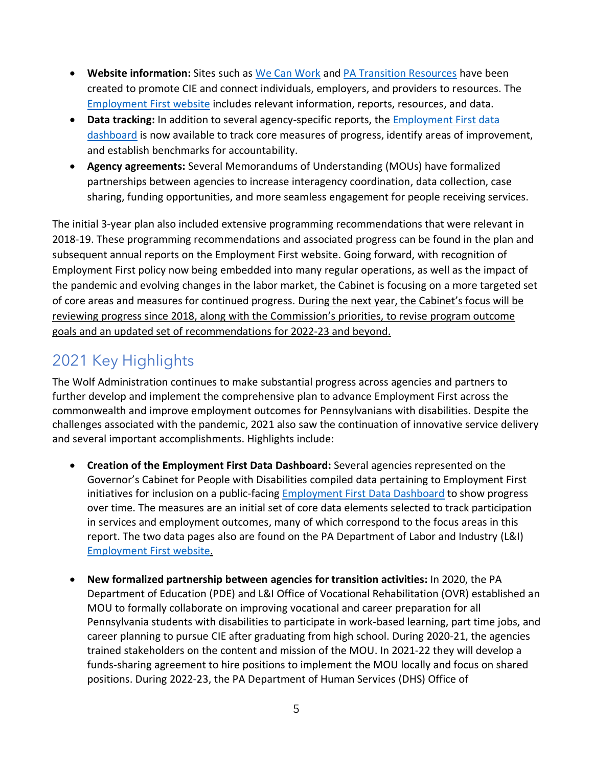- **Website information:** Sites such as We Can Work and PA Transition Resources have been created to promote CIE and connect individuals, employers, and providers to resources. The Employment First website includes relevant information, reports, resources, and data.
- **Data tracking:** In addition to several agency-specific reports, the Employment First data dashboard is now available to track core measures of progress, identify areas of improvement, and establish benchmarks for accountability.
- **Agency agreements:** Several Memorandums of Understanding (MOUs) have formalized partnerships between agencies to increase interagency coordination, data collection, case sharing, funding opportunities, and more seamless engagement for people receiving services.

The initial 3-year plan also included extensive programming recommendations that were relevant in 2018-19. These programming recommendations and associated progress can be found in the plan and subsequent annual reports on the Employment First website. Going forward, with recognition of Employment First policy now being embedded into many regular operations, as well as the impact of the pandemic and evolving changes in the labor market, the Cabinet is focusing on a more targeted set of core areas and measures for continued progress. During the next year, the Cabinet's focus will be reviewing progress since 2018, along with the Commission's priorities, to revise program outcome goals and an updated set of recommendations for 2022-23 and beyond.

## 2021 Key Highlights

The Wolf Administration continues to make substantial progress across agencies and partners to further develop and implement the comprehensive plan to advance Employment First across the commonwealth and improve employment outcomes for Pennsylvanians with disabilities. Despite the challenges associated with the pandemic, 2021 also saw the continuation of innovative service delivery and several important accomplishments. Highlights include:

- **Creation of the Employment First Data Dashboard:** Several agencies represented on the Governor's Cabinet for People with Disabilities compiled data pertaining to Employment First initiatives for inclusion on a public-facing Employment First Data Dashboard to show progress over time. The measures are an initial set of core data elements selected to track participation in services and employment outcomes, many of which correspond to the focus areas in this report. The two data pages also are found on the PA Department of Labor and Industry (L&I) Employment First website.

- **New formalized partnership between agencies for transition activities:** In 2020, the PA Department of Education (PDE) and L&I Office of Vocational Rehabilitation (OVR) established an MOU to formally collaborate on improving vocational and career preparation for all Pennsylvania students with disabilities to participate in work-based learning, part time jobs, and career planning to pursue CIE after graduating from high school. During 2020-21, the agencies trained stakeholders on the content and mission of the MOU. In 2021-22 they will develop a funds-sharing agreement to hire positions to implement the MOU locally and focus on shared positions. During 2022-23, the PA Department of Human Services (DHS) Office of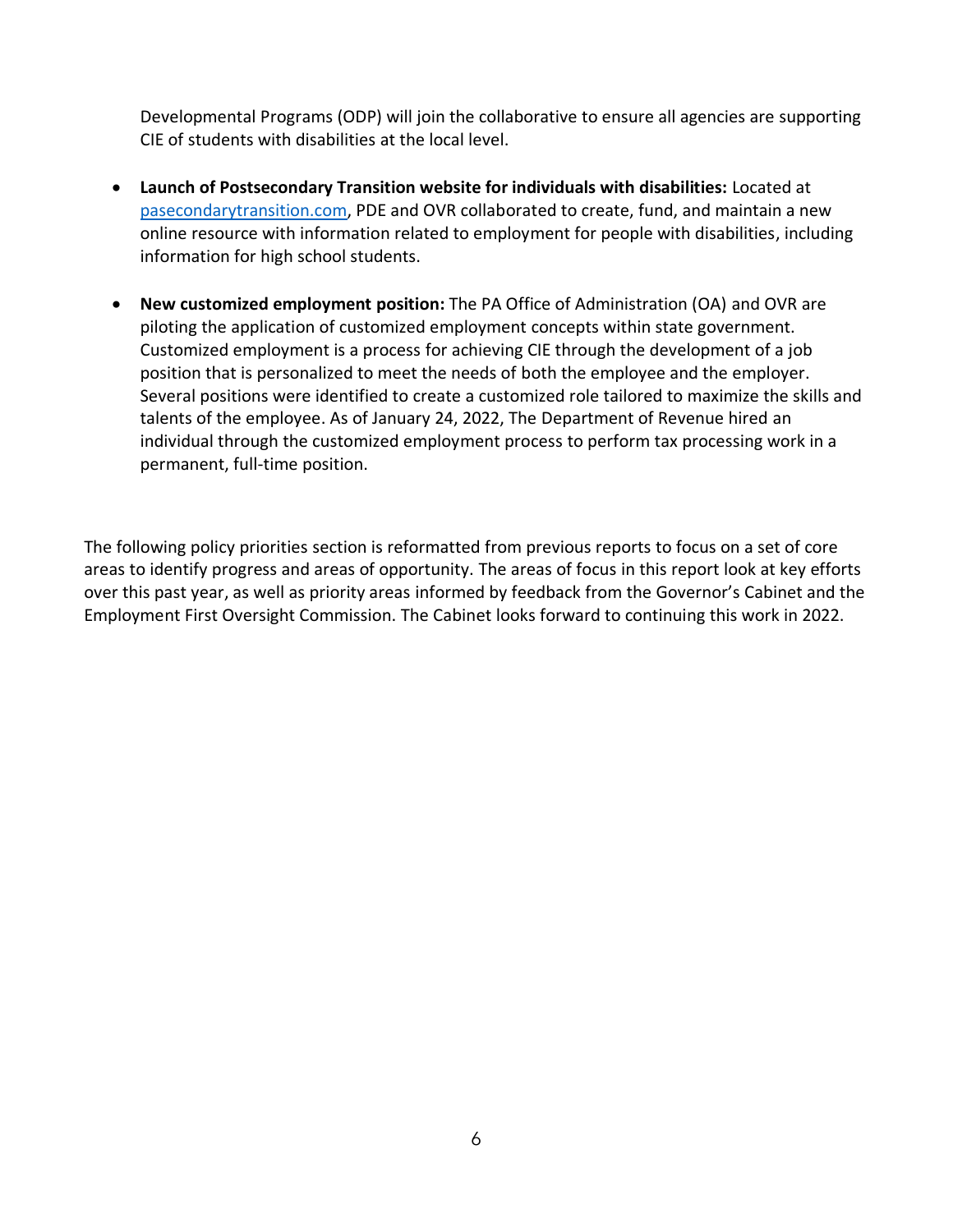Developmental Programs (ODP) will join the collaborative to ensure all agencies are supporting CIE of students with disabilities at the local level.

- **Launch of Postsecondary Transition website for individuals with disabilities:** Located at [pasecondarytransition.com](pasecondarytransition.com), PDE and OVR collaborated to create, fund, and maintain a new online resource with information related to employment for people with disabilities, including information for high school students.

- **New customized employment position:** The PA Office of Administration (OA) and OVR are piloting the application of customized employment concepts within state government. Customized employment is a process for achieving CIE through the development of a job position that is personalized to meet the needs of both the employee and the employer. Several positions were identified to create a customized role tailored to maximize the skills and talents of the employee. As of January 24, 2022, The Department of Revenue hired an individual through the customized employment process to perform tax processing work in a permanent, full-time position.

The following policy priorities section is reformatted from previous reports to focus on a set of core areas to identify progress and areas of opportunity. The areas of focus in this report look at key efforts over this past year, as well as priority areas informed by feedback from the Governor's Cabinet and the Employment First Oversight Commission. The Cabinet looks forward to continuing this work in 2022.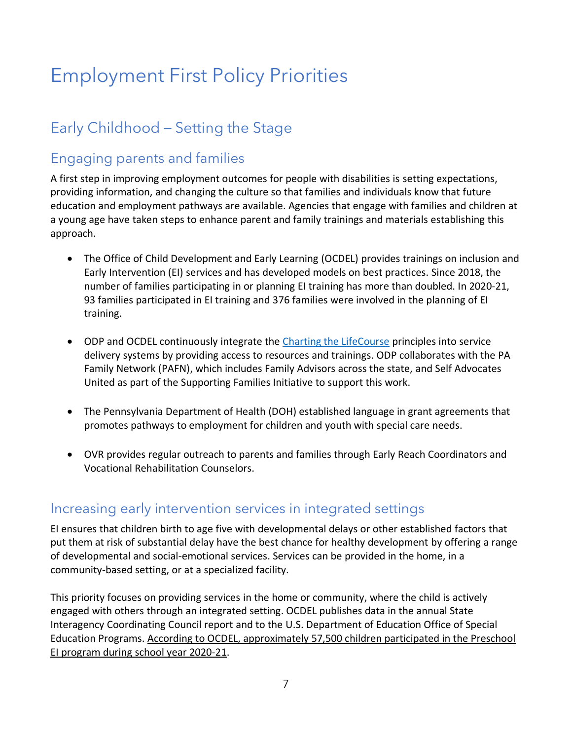# Employment First Policy Priorities

## Early Childhood – Setting the Stage

### Engaging parents and families

A first step in improving employment outcomes for people with disabilities is setting expectations, providing information, and changing the culture so that families and individuals know that future education and employment pathways are available. Agencies that engage with families and children at a young age have taken steps to enhance parent and family trainings and materials establishing this approach.

- The Office of Child Development and Early Learning (OCDEL) provides trainings on inclusion and Early Intervention (EI) services and has developed models on best practices. Since 2018, the number of families participating in or planning EI training has more than doubled. In 2020-21, 93 families participated in EI training and 376 families were involved in the planning of EI training.

- ODP and OCDEL continuously integrate the [Charting the LifeCourse] principles into service delivery systems by providing access to resources and trainings. ODP collaborates with the PA Family Network (PAFN), which includes Family Advisors across the state, and Self Advocates United as part of the Supporting Families Initiative to support this work.

- The Pennsylvania Department of Health (DOH) established language in grant agreements that promotes pathways to employment for children and youth with special care needs.

- OVR provides regular outreach to parents and families through Early Reach Coordinators and Vocational Rehabilitation Counselors.

### Increasing early intervention services in integrated settings

EI ensures that children birth to age five with developmental delays or other established factors that put them at risk of substantial delay have the best chance for healthy development by offering a range of developmental and social-emotional services. Services can be provided in the home, in a community-based setting, or at a specialized facility.

This priority focuses on providing services in the home or community, where the child is actively engaged with others through an integrated setting. OCDEL publishes data in the annual State Interagency Coordinating Council report and to the U.S. Department of Education Office of Special Education Programs. According to OCDEL, approximately 57,500 children participated in the Preschool EI program during school year 2020-21.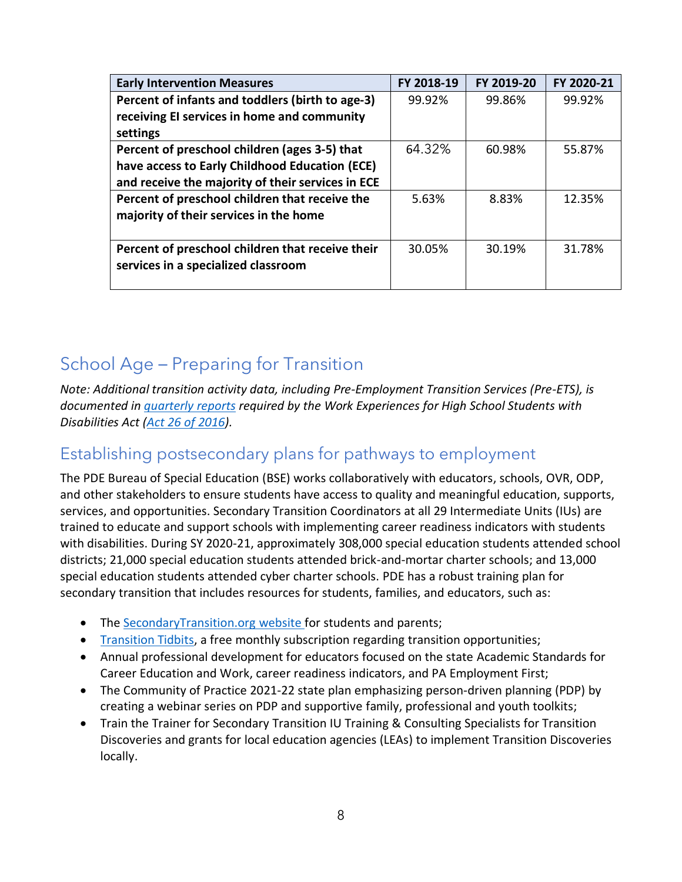| Early Intervention Measures | FY 2018-19 | FY 2019-20 | FY 2020-21 |
|---|---|---|---|
| **Percent of infants and toddlers (birth to age-3) receiving EI services in home and community settings** | 99.92% | 99.86% | 99.92% |
| **Percent of preschool children (ages 3-5) that have access to Early Childhood Education (ECE) and receive the majority of their services in ECE** | 64.32% | 60.98% | 55.87% |
| **Percent of preschool children that receive the majority of their services in the home** | 5.63% | 8.83% | 12.35% |
| **Percent of preschool children that receive their services in a specialized classroom** | 30.05% | 30.19% | 31.78% |

## School Age – Preparing for Transition

*Note: Additional transition activity data, including Pre-Employment Transition Services (Pre-ETS), is documented in quarterly reports required by the Work Experiences for High School Students with Disabilities Act (Act 26 of 2016).*

## Establishing postsecondary plans for pathways to employment

The PDE Bureau of Special Education (BSE) works collaboratively with educators, schools, OVR, ODP, and other stakeholders to ensure students have access to quality and meaningful education, supports, services, and opportunities. Secondary Transition Coordinators at all 29 Intermediate Units (IUs) are trained to educate and support schools with implementing career readiness indicators with students with disabilities. During SY 2020-21, approximately 308,000 special education students attended school districts; 21,000 special education students attended brick-and-mortar charter schools; and 13,000 special education students attended cyber charter schools. PDE has a robust training plan for secondary transition that includes resources for students, families, and educators, such as:

- The SecondaryTransition.org website for students and parents;
- Transition Tidbits, a free monthly subscription regarding transition opportunities;
- Annual professional development for educators focused on the state Academic Standards for Career Education and Work, career readiness indicators, and PA Employment First;
- The Community of Practice 2021-22 state plan emphasizing person-driven planning (PDP) by creating a webinar series on PDP and supportive family, professional and youth toolkits;
- Train the Trainer for Secondary Transition IU Training & Consulting Specialists for Transition Discoveries and grants for local education agencies (LEAs) to implement Transition Discoveries locally.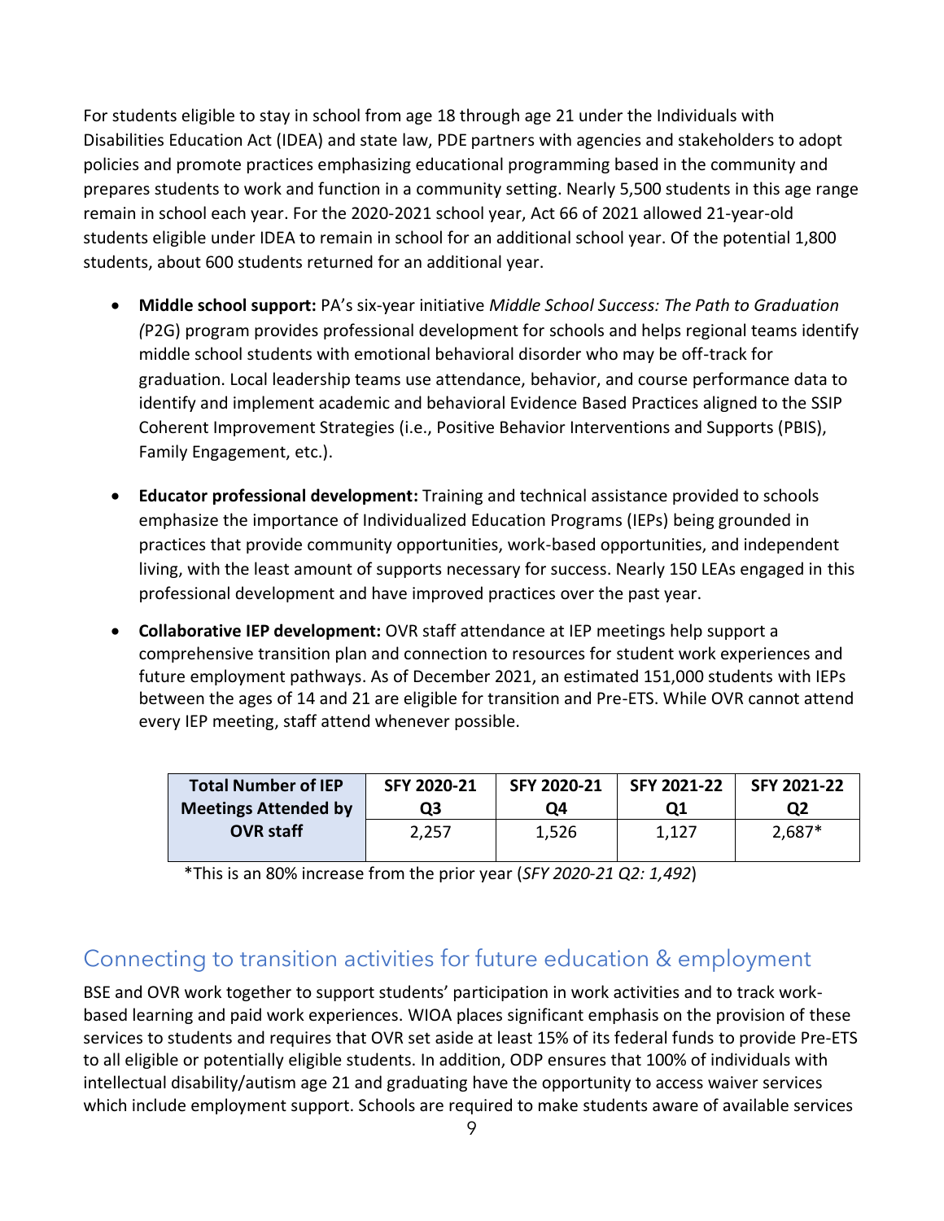For students eligible to stay in school from age 18 through age 21 under the Individuals with Disabilities Education Act (IDEA) and state law, PDE partners with agencies and stakeholders to adopt policies and promote practices emphasizing educational programming based in the community and prepares students to work and function in a community setting. Nearly 5,500 students in this age range remain in school each year. For the 2020-2021 school year, Act 66 of 2021 allowed 21-year-old students eligible under IDEA to remain in school for an additional school year. Of the potential 1,800 students, about 600 students returned for an additional year.

- **Middle school support:** PA's six-year initiative *Middle School Success: The Path to Graduation (*P2G) program provides professional development for schools and helps regional teams identify middle school students with emotional behavioral disorder who may be off-track for graduation. Local leadership teams use attendance, behavior, and course performance data to identify and implement academic and behavioral Evidence Based Practices aligned to the SSIP Coherent Improvement Strategies (i.e., Positive Behavior Interventions and Supports (PBIS), Family Engagement, etc.).
- **Educator professional development:** Training and technical assistance provided to schools emphasize the importance of Individualized Education Programs (IEPs) being grounded in practices that provide community opportunities, work-based opportunities, and independent living, with the least amount of supports necessary for success. Nearly 150 LEAs engaged in this professional development and have improved practices over the past year.
- **Collaborative IEP development:** OVR staff attendance at IEP meetings help support a comprehensive transition plan and connection to resources for student work experiences and future employment pathways. As of December 2021, an estimated 151,000 students with IEPs between the ages of 14 and 21 are eligible for transition and Pre-ETS. While OVR cannot attend every IEP meeting, staff attend whenever possible.

| Total Number of IEP Meetings Attended by OVR staff | SFY 2020-21 Q3 | SFY 2020-21 Q4 | SFY 2021-22 Q1 | SFY 2021-22 Q2 |
|---|---|---|---|---|
| | 2,257 | 1,526 | 1,127 | 2,687* |

*This is an 80% increase from the prior year (*SFY 2020-21 Q2: 1,492*)

## Connecting to transition activities for future education & employment

BSE and OVR work together to support students' participation in work activities and to track work-based learning and paid work experiences. WIOA places significant emphasis on the provision of these services to students and requires that OVR set aside at least 15% of its federal funds to provide Pre-ETS to all eligible or potentially eligible students. In addition, ODP ensures that 100% of individuals with intellectual disability/autism age 21 and graduating have the opportunity to access waiver services which include employment support. Schools are required to make students aware of available services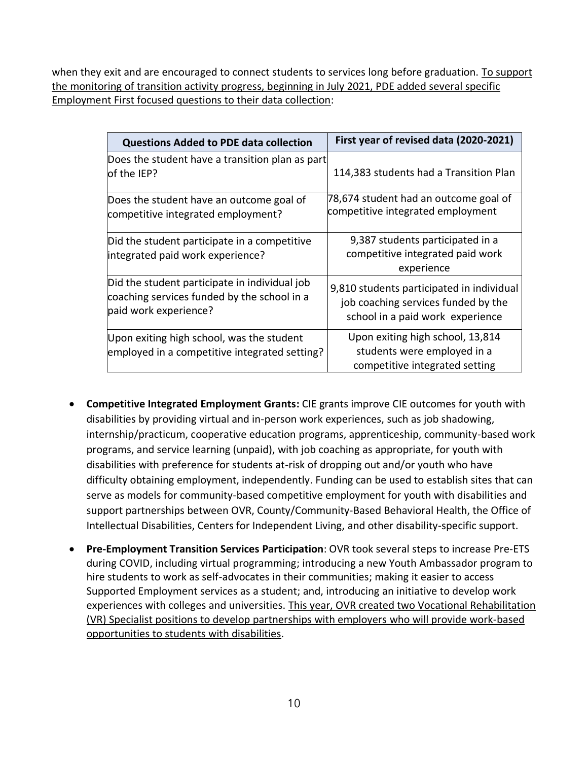when they exit and are encouraged to connect students to services long before graduation. <u>To support the monitoring of transition activity progress, beginning in July 2021, PDE added several specific Employment First focused questions to their data collection</u>:

| Questions Added to PDE data collection | First year of revised data (2020-2021) |
| --- | --- |
| Does the student have a transition plan as part of the IEP? | 114,383 students had a Transition Plan |
| Does the student have an outcome goal of competitive integrated employment? | 78,674 student had an outcome goal of competitive integrated employment |
| Did the student participate in a competitive integrated paid work experience? | 9,387 students participated in a competitive integrated paid work experience |
| Did the student participate in individual job coaching services funded by the school in a paid work experience? | 9,810 students participated in individual job coaching services funded by the school in a paid work experience |
| Upon exiting high school, was the student employed in a competitive integrated setting? | Upon exiting high school, 13,814 students were employed in a competitive integrated setting |

- **Competitive Integrated Employment Grants:** CIE grants improve CIE outcomes for youth with disabilities by providing virtual and in-person work experiences, such as job shadowing, internship/practicum, cooperative education programs, apprenticeship, community-based work programs, and service learning (unpaid), with job coaching as appropriate, for youth with disabilities with preference for students at-risk of dropping out and/or youth who have difficulty obtaining employment, independently. Funding can be used to establish sites that can serve as models for community-based competitive employment for youth with disabilities and support partnerships between OVR, County/Community-Based Behavioral Health, the Office of Intellectual Disabilities, Centers for Independent Living, and other disability-specific support.
- **Pre-Employment Transition Services Participation**: OVR took several steps to increase Pre-ETS during COVID, including virtual programming; introducing a new Youth Ambassador program to hire students to work as self-advocates in their communities; making it easier to access Supported Employment services as a student; and, introducing an initiative to develop work experiences with colleges and universities. <u>This year, OVR created two Vocational Rehabilitation (VR) Specialist positions to develop partnerships with employers who will provide work-based opportunities to students with disabilities</u>.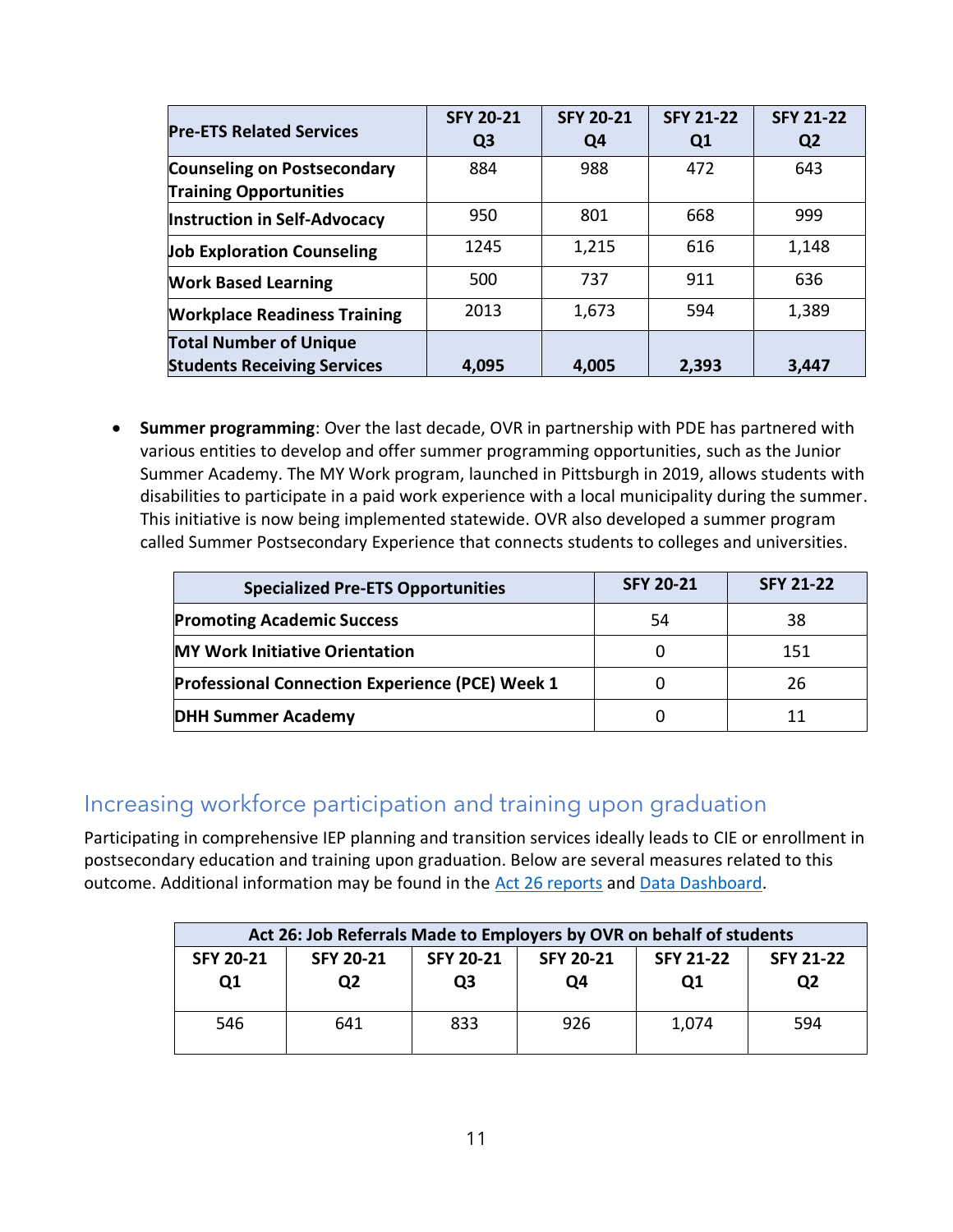| Pre-ETS Related Services | SFY 20-21 Q3 | SFY 20-21 Q4 | SFY 21-22 Q1 | SFY 21-22 Q2 |
|---|---|---|---|---|
| **Counseling on Postsecondary Training Opportunities** | 884 | 988 | 472 | 643 |
| **Instruction in Self-Advocacy** | 950 | 801 | 668 | 999 |
| **Job Exploration Counseling** | 1245 | 1,215 | 616 | 1,148 |
| **Work Based Learning** | 500 | 737 | 911 | 636 |
| **Workplace Readiness Training** | 2013 | 1,673 | 594 | 1,389 |
| **Total Number of Unique Students Receiving Services** | **4,095** | **4,005** | **2,393** | **3,447** |

- **Summer programming**: Over the last decade, OVR in partnership with PDE has partnered with various entities to develop and offer summer programming opportunities, such as the Junior Summer Academy. The MY Work program, launched in Pittsburgh in 2019, allows students with disabilities to participate in a paid work experience with a local municipality during the summer. This initiative is now being implemented statewide. OVR also developed a summer program called Summer Postsecondary Experience that connects students to colleges and universities.

| Specialized Pre-ETS Opportunities | SFY 20-21 | SFY 21-22 |
|---|---|---|
| **Promoting Academic Success** | 54 | 38 |
| **MY Work Initiative Orientation** | 0 | 151 |
| **Professional Connection Experience (PCE) Week 1** | 0 | 26 |
| **DHH Summer Academy** | 0 | 11 |

## Increasing workforce participation and training upon graduation

Participating in comprehensive IEP planning and transition services ideally leads to CIE or enrollment in postsecondary education and training upon graduation. Below are several measures related to this outcome. Additional information may be found in the Act 26 reports and Data Dashboard.

| Act 26: Job Referrals Made to Employers by OVR on behalf of students | | | | | |
|---|---|---|---|---|---|
| SFY 20-21 Q1 | SFY 20-21 Q2 | SFY 20-21 Q3 | SFY 20-21 Q4 | SFY 21-22 Q1 | SFY 21-22 Q2 |
| 546 | 641 | 833 | 926 | 1,074 | 594 |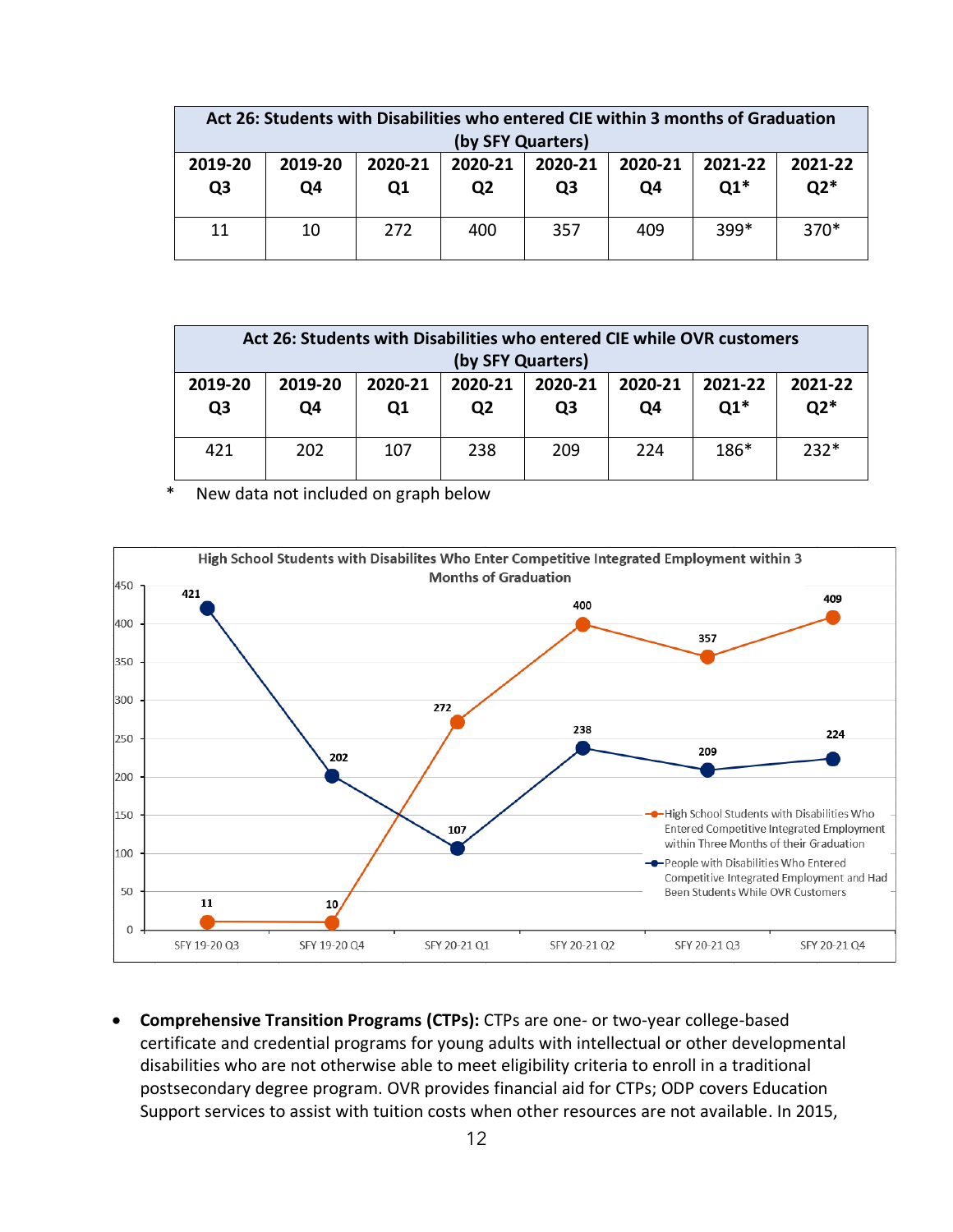| Act 26: Students with Disabilities who entered CIE within 3 months of Graduation (by SFY Quarters) | | | | | | | |
|---|---|---|---|---|---|---|---|
| 2019-20 Q3 | 2019-20 Q4 | 2020-21 Q1 | 2020-21 Q2 | 2020-21 Q3 | 2020-21 Q4 | 2021-22 Q1* | 2021-22 Q2* |
| 11 | 10 | 272 | 400 | 357 | 409 | 399* | 370* |

| Act 26: Students with Disabilities who entered CIE while OVR customers (by SFY Quarters) | | | | | | | |
|---|---|---|---|---|---|---|---|
| 2019-20 Q3 | 2019-20 Q4 | 2020-21 Q1 | 2020-21 Q2 | 2020-21 Q3 | 2020-21 Q4 | 2021-22 Q1* | 2021-22 Q2* |
| 421 | 202 | 107 | 238 | 209 | 224 | 186* | 232* |

\* New data not included on graph below

**High School Students with Disabilites Who Enter Competitive Integrated Employment within 3 Months of Graduation**

| | SFY 19-20 Q3 | SFY 19-20 Q4 | SFY 20-21 Q1 | SFY 20-21 Q2 | SFY 20-21 Q3 | SFY 20-21 Q4 |
|---|---|---|---|---|---|---|
| High School Students with Disabilities Who Entered Competitive Integrated Employment within Three Months of their Graduation | 11 | 10 | 272 | 400 | 357 | 409 |
| People with Disabilities Who Entered Competitive Integrated Employment and Had Been Students While OVR Customers | 421 | 202 | 107 | 238 | 209 | 224 |

- **Comprehensive Transition Programs (CTPs):** CTPs are one- or two-year college-based certificate and credential programs for young adults with intellectual or other developmental disabilities who are not otherwise able to meet eligibility criteria to enroll in a traditional postsecondary degree program. OVR provides financial aid for CTPs; ODP covers Education Support services to assist with tuition costs when other resources are not available. In 2015,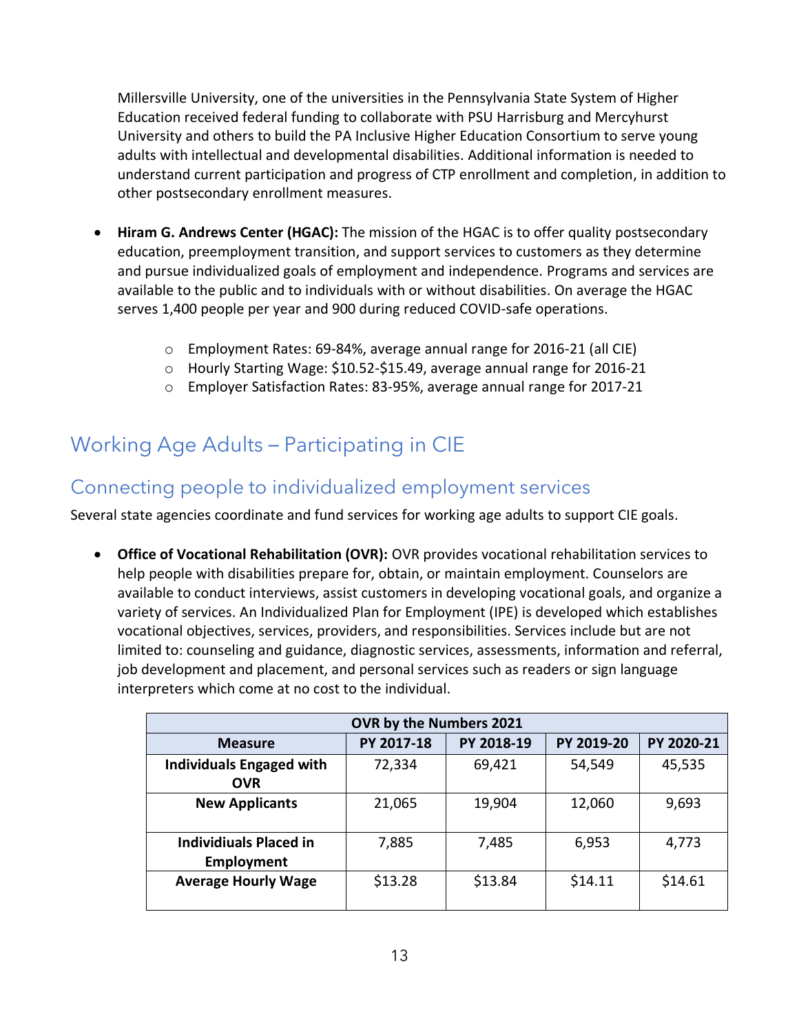Millersville University, one of the universities in the Pennsylvania State System of Higher Education received federal funding to collaborate with PSU Harrisburg and Mercyhurst University and others to build the PA Inclusive Higher Education Consortium to serve young adults with intellectual and developmental disabilities. Additional information is needed to understand current participation and progress of CTP enrollment and completion, in addition to other postsecondary enrollment measures.

- **Hiram G. Andrews Center (HGAC):** The mission of the HGAC is to offer quality postsecondary education, preemployment transition, and support services to customers as they determine and pursue individualized goals of employment and independence. Programs and services are available to the public and to individuals with or without disabilities. On average the HGAC serves 1,400 people per year and 900 during reduced COVID-safe operations.
  - Employment Rates: 69-84%, average annual range for 2016-21 (all CIE)
  - Hourly Starting Wage: $10.52-$15.49, average annual range for 2016-21
  - Employer Satisfaction Rates: 83-95%, average annual range for 2017-21

## Working Age Adults – Participating in CIE

### Connecting people to individualized employment services

Several state agencies coordinate and fund services for working age adults to support CIE goals.

- **Office of Vocational Rehabilitation (OVR):** OVR provides vocational rehabilitation services to help people with disabilities prepare for, obtain, or maintain employment. Counselors are available to conduct interviews, assist customers in developing vocational goals, and organize a variety of services. An Individualized Plan for Employment (IPE) is developed which establishes vocational objectives, services, providers, and responsibilities. Services include but are not limited to: counseling and guidance, diagnostic services, assessments, information and referral, job development and placement, and personal services such as readers or sign language interpreters which come at no cost to the individual.

| OVR by the Numbers 2021 | | | | |
|---|---|---|---|---|
| **Measure** | **PY 2017-18** | **PY 2018-19** | **PY 2019-20** | **PY 2020-21** |
| **Individuals Engaged with OVR** | 72,334 | 69,421 | 54,549 | 45,535 |
| **New Applicants** | 21,065 | 19,904 | 12,060 | 9,693 |
| **Individiuals Placed in Employment** | 7,885 | 7,485 | 6,953 | 4,773 |
| **Average Hourly Wage** | $13.28 | $13.84 | $14.11 | $14.61 |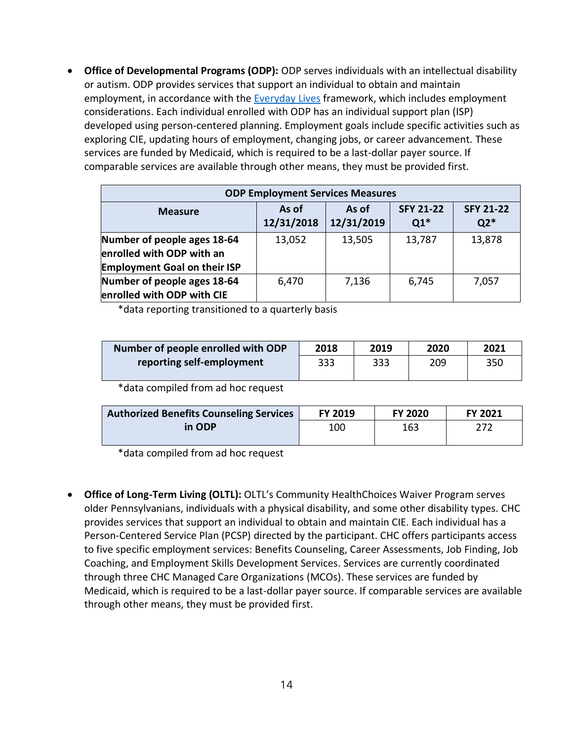- **Office of Developmental Programs (ODP):** ODP serves individuals with an intellectual disability or autism. ODP provides services that support an individual to obtain and maintain employment, in accordance with the Everyday Lives framework, which includes employment considerations. Each individual enrolled with ODP has an individual support plan (ISP) developed using person-centered planning. Employment goals include specific activities such as exploring CIE, updating hours of employment, changing jobs, or career advancement. These services are funded by Medicaid, which is required to be a last-dollar payer source. If comparable services are available through other means, they must be provided first.

| ODP Employment Services Measures | | | | |
|---|---|---|---|---|
| **Measure** | **As of 12/31/2018** | **As of 12/31/2019** | **SFY 21-22 Q1*** | **SFY 21-22 Q2*** |
| **Number of people ages 18-64 enrolled with ODP with an Employment Goal on their ISP** | 13,052 | 13,505 | 13,787 | 13,878 |
| **Number of people ages 18-64 enrolled with ODP with CIE** | 6,470 | 7,136 | 6,745 | 7,057 |

*data reporting transitioned to a quarterly basis

| Number of people enrolled with ODP reporting self-employment | 2018 | 2019 | 2020 | 2021 |
|---|---|---|---|---|
| | 333 | 333 | 209 | 350 |

*data compiled from ad hoc request

| Authorized Benefits Counseling Services in ODP | FY 2019 | FY 2020 | FY 2021 |
|---|---|---|---|
| | 100 | 163 | 272 |

*data compiled from ad hoc request

- **Office of Long-Term Living (OLTL):** OLTL's Community HealthChoices Waiver Program serves older Pennsylvanians, individuals with a physical disability, and some other disability types. CHC provides services that support an individual to obtain and maintain CIE. Each individual has a Person-Centered Service Plan (PCSP) directed by the participant. CHC offers participants access to five specific employment services: Benefits Counseling, Career Assessments, Job Finding, Job Coaching, and Employment Skills Development Services. Services are currently coordinated through three CHC Managed Care Organizations (MCOs). These services are funded by Medicaid, which is required to be a last-dollar payer source. If comparable services are available through other means, they must be provided first.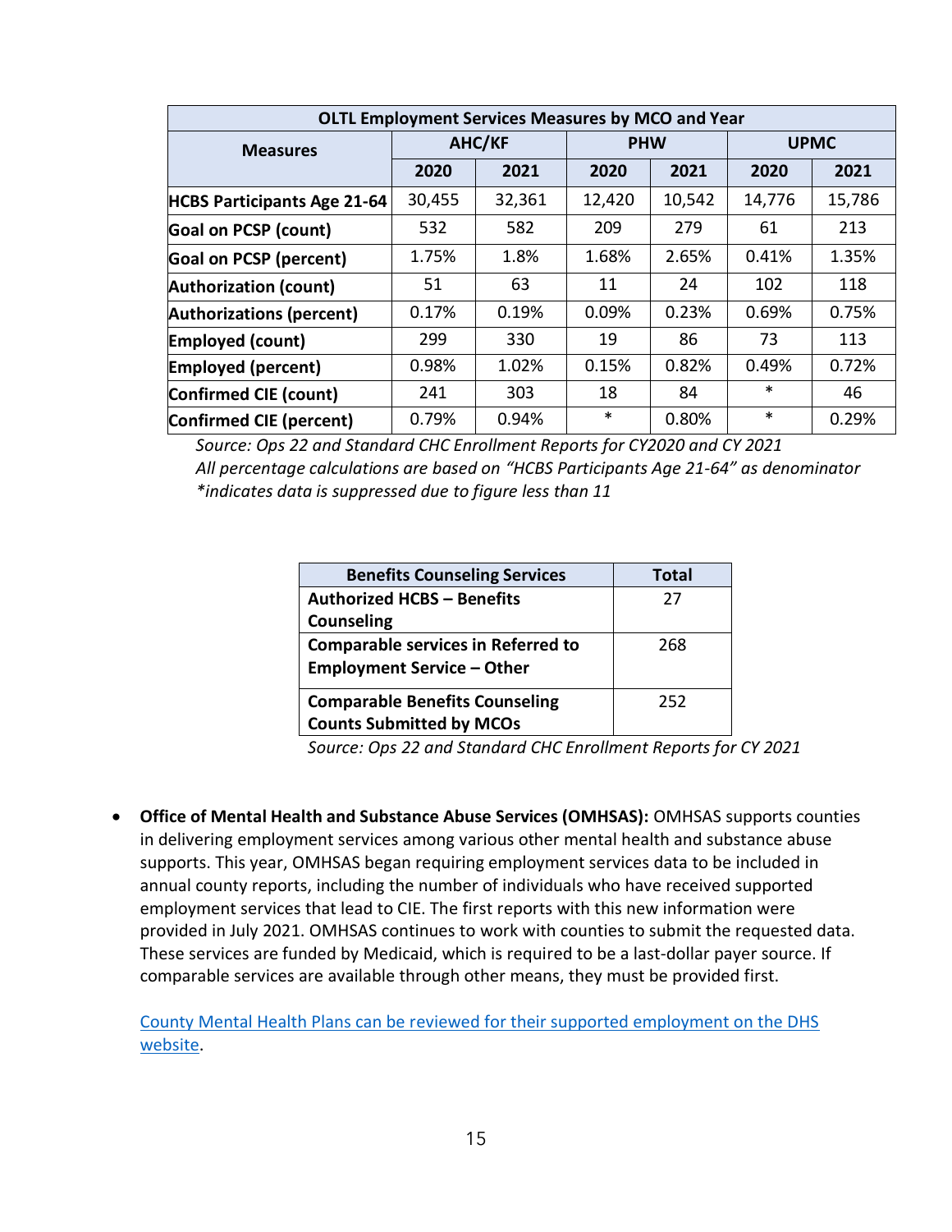| OLTL Employment Services Measures by MCO and Year | | | | | | |
|---|---|---|---|---|---|---|
| **Measures** | **AHC/KF** | | **PHW** | | **UPMC** | |
| | **2020** | **2021** | **2020** | **2021** | **2020** | **2021** |
| **HCBS Participants Age 21-64** | 30,455 | 32,361 | 12,420 | 10,542 | 14,776 | 15,786 |
| **Goal on PCSP (count)** | 532 | 582 | 209 | 279 | 61 | 213 |
| **Goal on PCSP (percent)** | 1.75% | 1.8% | 1.68% | 2.65% | 0.41% | 1.35% |
| **Authorization (count)** | 51 | 63 | 11 | 24 | 102 | 118 |
| **Authorizations (percent)** | 0.17% | 0.19% | 0.09% | 0.23% | 0.69% | 0.75% |
| **Employed (count)** | 299 | 330 | 19 | 86 | 73 | 113 |
| **Employed (percent)** | 0.98% | 1.02% | 0.15% | 0.82% | 0.49% | 0.72% |
| **Confirmed CIE (count)** | 241 | 303 | 18 | 84 | * | 46 |
| **Confirmed CIE (percent)** | 0.79% | 0.94% | * | 0.80% | * | 0.29% |

*Source: Ops 22 and Standard CHC Enrollment Reports for CY2020 and CY 2021*
*All percentage calculations are based on "HCBS Participants Age 21-64" as denominator*
**indicates data is suppressed due to figure less than 11*

| Benefits Counseling Services | Total |
|---|---|
| **Authorized HCBS – Benefits Counseling** | 27 |
| **Comparable services in Referred to Employment Service – Other** | 268 |
| **Comparable Benefits Counseling Counts Submitted by MCOs** | 252 |

*Source: Ops 22 and Standard CHC Enrollment Reports for CY 2021*

- **Office of Mental Health and Substance Abuse Services (OMHSAS):** OMHSAS supports counties in delivering employment services among various other mental health and substance abuse supports. This year, OMHSAS began requiring employment services data to be included in annual county reports, including the number of individuals who have received supported employment services that lead to CIE. The first reports with this new information were provided in July 2021. OMHSAS continues to work with counties to submit the requested data. These services are funded by Medicaid, which is required to be a last-dollar payer source. If comparable services are available through other means, they must be provided first.

  County Mental Health Plans can be reviewed for their supported employment on the DHS website.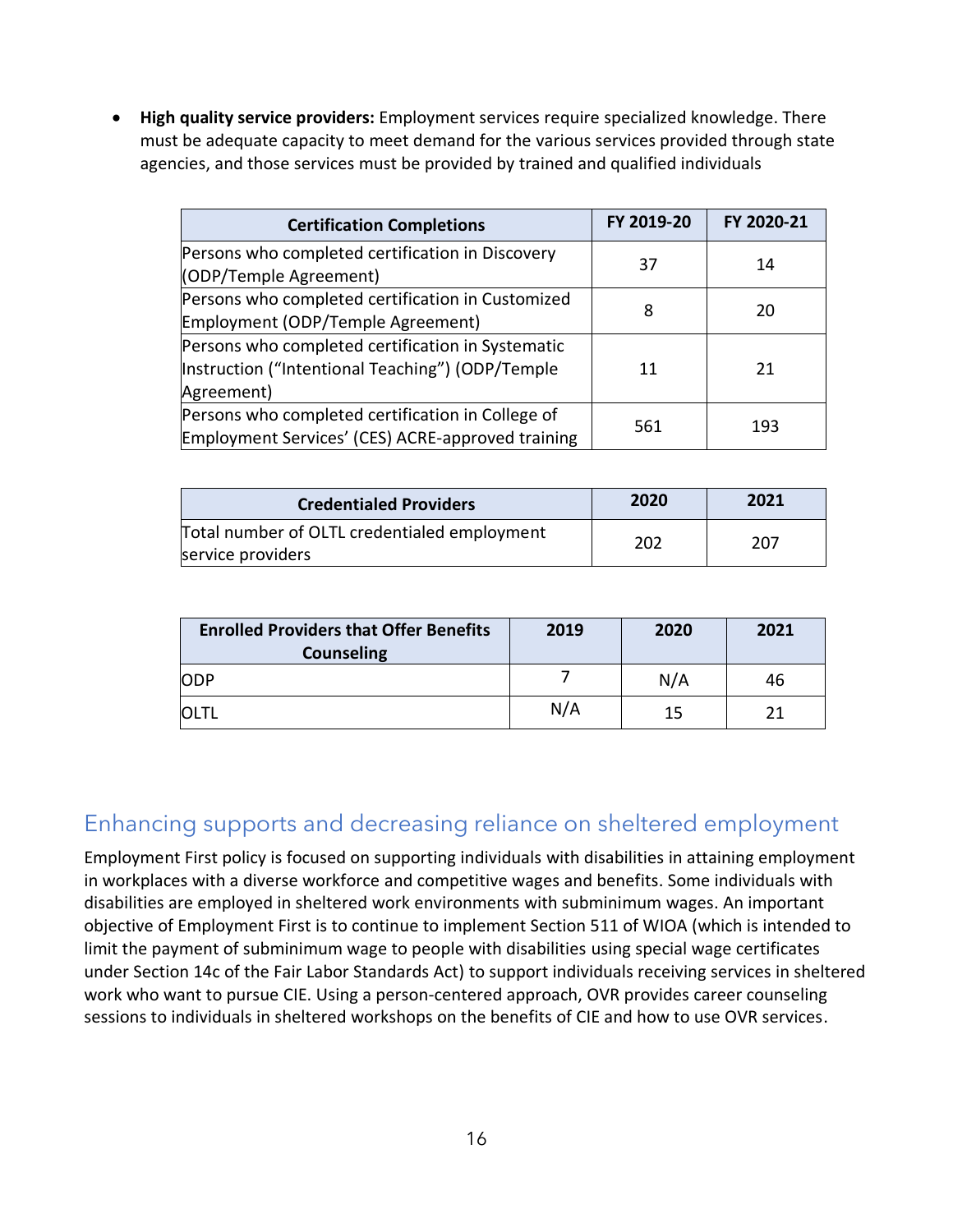- **High quality service providers:** Employment services require specialized knowledge. There must be adequate capacity to meet demand for the various services provided through state agencies, and those services must be provided by trained and qualified individuals

| Certification Completions | FY 2019-20 | FY 2020-21 |
|---|---|---|
| Persons who completed certification in Discovery (ODP/Temple Agreement) | 37 | 14 |
| Persons who completed certification in Customized Employment (ODP/Temple Agreement) | 8 | 20 |
| Persons who completed certification in Systematic Instruction ("Intentional Teaching") (ODP/Temple Agreement) | 11 | 21 |
| Persons who completed certification in College of Employment Services' (CES) ACRE-approved training | 561 | 193 |

| Credentialed Providers | 2020 | 2021 |
|---|---|---|
| Total number of OLTL credentialed employment service providers | 202 | 207 |

| Enrolled Providers that Offer Benefits Counseling | 2019 | 2020 | 2021 |
|---|---|---|---|
| ODP | 7 | N/A | 46 |
| OLTL | N/A | 15 | 21 |

## Enhancing supports and decreasing reliance on sheltered employment

Employment First policy is focused on supporting individuals with disabilities in attaining employment in workplaces with a diverse workforce and competitive wages and benefits. Some individuals with disabilities are employed in sheltered work environments with subminimum wages. An important objective of Employment First is to continue to implement Section 511 of WIOA (which is intended to limit the payment of subminimum wage to people with disabilities using special wage certificates under Section 14c of the Fair Labor Standards Act) to support individuals receiving services in sheltered work who want to pursue CIE. Using a person-centered approach, OVR provides career counseling sessions to individuals in sheltered workshops on the benefits of CIE and how to use OVR services.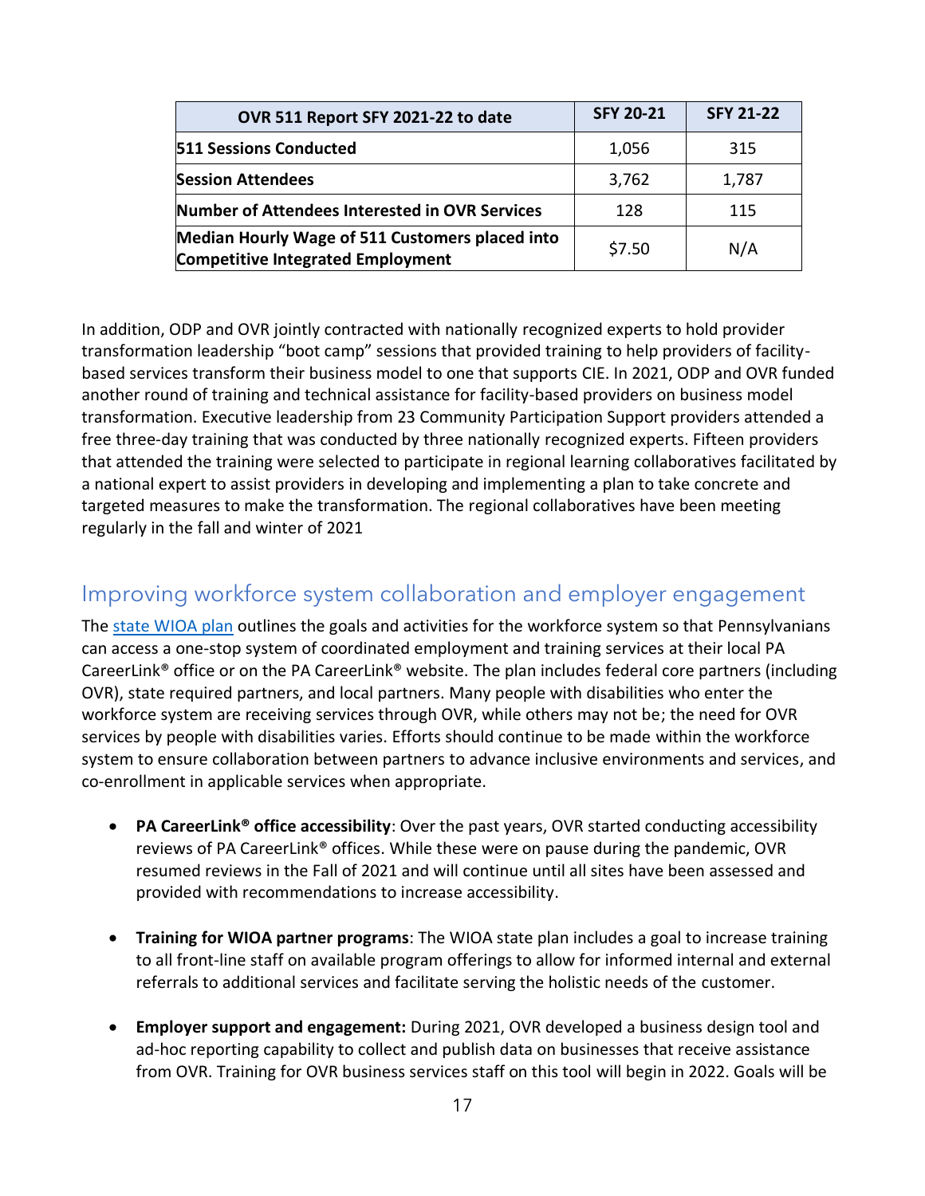| OVR 511 Report SFY 2021-22 to date | SFY 20-21 | SFY 21-22 |
|---|---|---|
| **511 Sessions Conducted** | 1,056 | 315 |
| **Session Attendees** | 3,762 | 1,787 |
| **Number of Attendees Interested in OVR Services** | 128 | 115 |
| **Median Hourly Wage of 511 Customers placed into Competitive Integrated Employment** | $7.50 | N/A |

In addition, ODP and OVR jointly contracted with nationally recognized experts to hold provider transformation leadership "boot camp" sessions that provided training to help providers of facility-based services transform their business model to one that supports CIE. In 2021, ODP and OVR funded another round of training and technical assistance for facility-based providers on business model transformation. Executive leadership from 23 Community Participation Support providers attended a free three-day training that was conducted by three nationally recognized experts. Fifteen providers that attended the training were selected to participate in regional learning collaboratives facilitated by a national expert to assist providers in developing and implementing a plan to take concrete and targeted measures to make the transformation. The regional collaboratives have been meeting regularly in the fall and winter of 2021

## Improving workforce system collaboration and employer engagement

The state WIOA plan outlines the goals and activities for the workforce system so that Pennsylvanians can access a one-stop system of coordinated employment and training services at their local PA CareerLink® office or on the PA CareerLink® website. The plan includes federal core partners (including OVR), state required partners, and local partners. Many people with disabilities who enter the workforce system are receiving services through OVR, while others may not be; the need for OVR services by people with disabilities varies. Efforts should continue to be made within the workforce system to ensure collaboration between partners to advance inclusive environments and services, and co-enrollment in applicable services when appropriate.

- **PA CareerLink® office accessibility**: Over the past years, OVR started conducting accessibility reviews of PA CareerLink® offices. While these were on pause during the pandemic, OVR resumed reviews in the Fall of 2021 and will continue until all sites have been assessed and provided with recommendations to increase accessibility.
- **Training for WIOA partner programs**: The WIOA state plan includes a goal to increase training to all front-line staff on available program offerings to allow for informed internal and external referrals to additional services and facilitate serving the holistic needs of the customer.
- **Employer support and engagement:** During 2021, OVR developed a business design tool and ad-hoc reporting capability to collect and publish data on businesses that receive assistance from OVR. Training for OVR business services staff on this tool will begin in 2022. Goals will be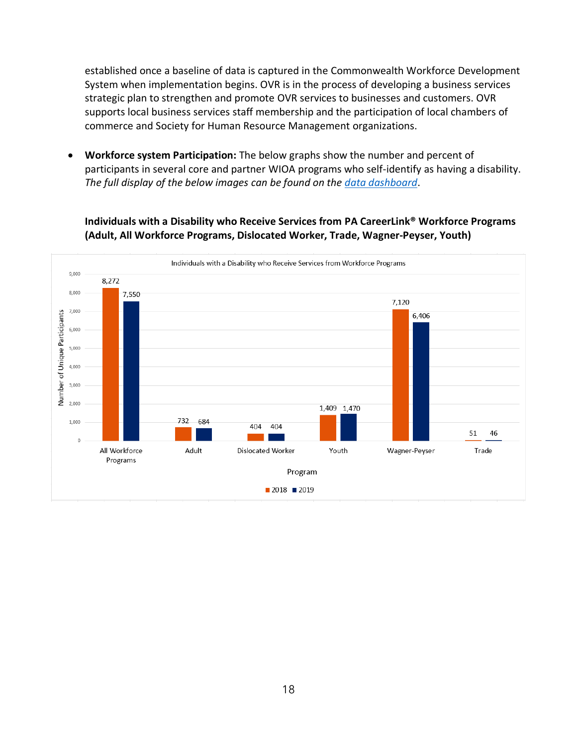established once a baseline of data is captured in the Commonwealth Workforce Development System when implementation begins. OVR is in the process of developing a business services strategic plan to strengthen and promote OVR services to businesses and customers. OVR supports local business services staff membership and the participation of local chambers of commerce and Society for Human Resource Management organizations.

- **Workforce system Participation:** The below graphs show the number and percent of participants in several core and partner WIOA programs who self-identify as having a disability. *The full display of the below images can be found on the [data dashboard](data dashboard).*

**Individuals with a Disability who Receive Services from PA CareerLink® Workforce Programs (Adult, All Workforce Programs, Dislocated Worker, Trade, Wagner-Peyser, Youth)**

Individuals with a Disability who Receive Services from Workforce Programs

| Program | 2018 | 2019 |
|---|---|---|
| All Workforce Programs | 8,272 | 7,550 |
| Adult | 732 | 684 |
| Dislocated Worker | 404 | 404 |
| Youth | 1,409 | 1,470 |
| Wagner-Peyser | 7,120 | 6,406 |
| Trade | 51 | 46 |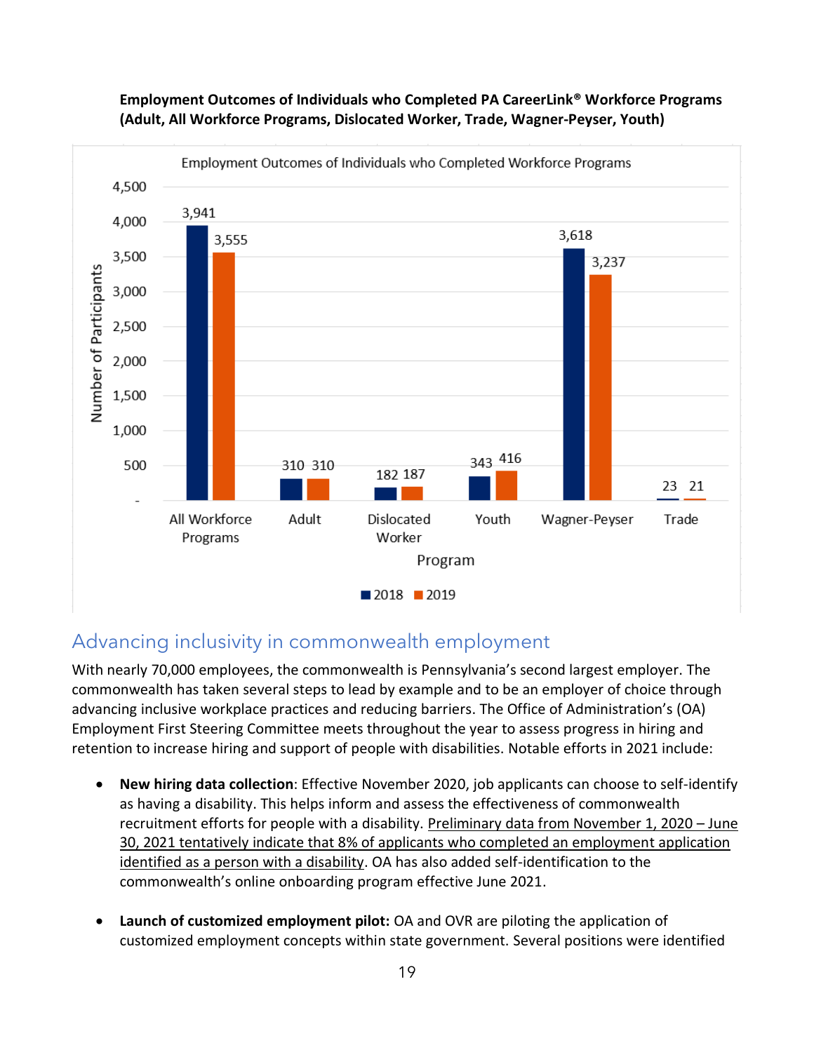**Employment Outcomes of Individuals who Completed PA CareerLink® Workforce Programs (Adult, All Workforce Programs, Dislocated Worker, Trade, Wagner-Peyser, Youth)**

Employment Outcomes of Individuals who Completed Workforce Programs

| Program | 2018 | 2019 |
|---|---|---|
| All Workforce Programs | 3,941 | 3,555 |
| Adult | 310 | 310 |
| Dislocated Worker | 182 | 187 |
| Youth | 343 | 416 |
| Wagner-Peyser | 3,618 | 3,237 |
| Trade | 23 | 21 |

## Advancing inclusivity in commonwealth employment

With nearly 70,000 employees, the commonwealth is Pennsylvania's second largest employer. The commonwealth has taken several steps to lead by example and to be an employer of choice through advancing inclusive workplace practices and reducing barriers. The Office of Administration's (OA) Employment First Steering Committee meets throughout the year to assess progress in hiring and retention to increase hiring and support of people with disabilities. Notable efforts in 2021 include:

- **New hiring data collection**: Effective November 2020, job applicants can choose to self-identify as having a disability. This helps inform and assess the effectiveness of commonwealth recruitment efforts for people with a disability. Preliminary data from November 1, 2020 – June 30, 2021 tentatively indicate that 8% of applicants who completed an employment application identified as a person with a disability. OA has also added self-identification to the commonwealth's online onboarding program effective June 2021.
- **Launch of customized employment pilot:** OA and OVR are piloting the application of customized employment concepts within state government. Several positions were identified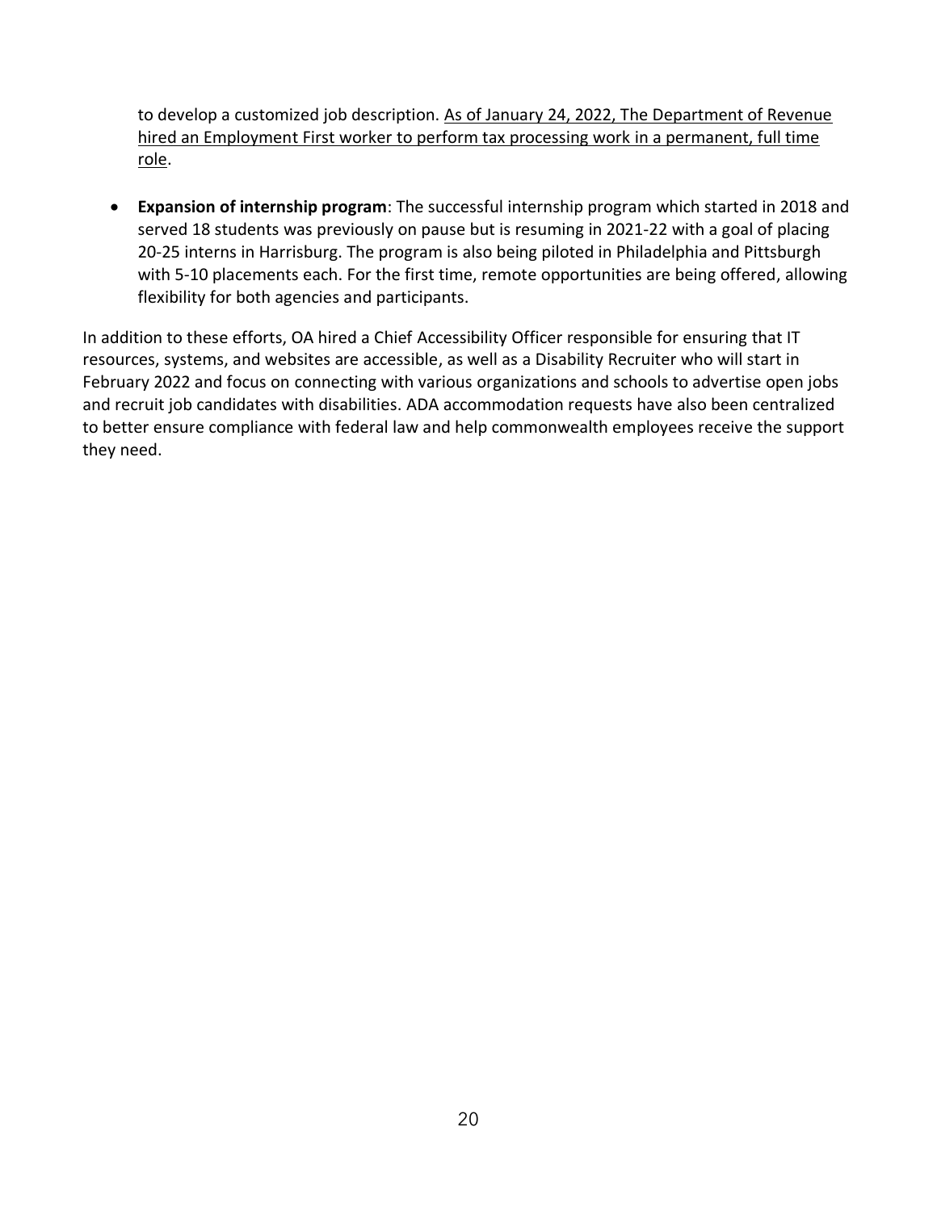to develop a customized job description. <u>As of January 24, 2022, The Department of Revenue hired an Employment First worker to perform tax processing work in a permanent, full time role</u>.

- **Expansion of internship program**: The successful internship program which started in 2018 and served 18 students was previously on pause but is resuming in 2021-22 with a goal of placing 20-25 interns in Harrisburg. The program is also being piloted in Philadelphia and Pittsburgh with 5-10 placements each. For the first time, remote opportunities are being offered, allowing flexibility for both agencies and participants.

In addition to these efforts, OA hired a Chief Accessibility Officer responsible for ensuring that IT resources, systems, and websites are accessible, as well as a Disability Recruiter who will start in February 2022 and focus on connecting with various organizations and schools to advertise open jobs and recruit job candidates with disabilities. ADA accommodation requests have also been centralized to better ensure compliance with federal law and help commonwealth employees receive the support they need.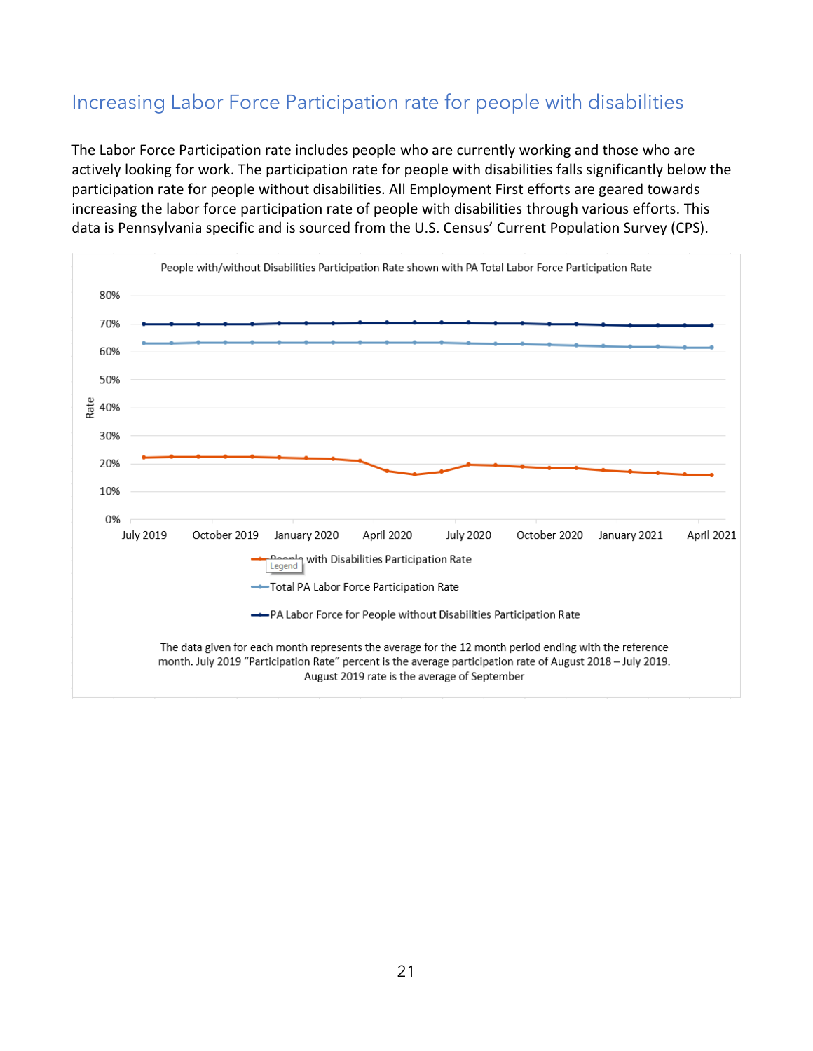## Increasing Labor Force Participation rate for people with disabilities

The Labor Force Participation rate includes people who are currently working and those who are actively looking for work. The participation rate for people with disabilities falls significantly below the participation rate for people without disabilities. All Employment First efforts are geared towards increasing the labor force participation rate of people with disabilities through various efforts. This data is Pennsylvania specific and is sourced from the U.S. Census' Current Population Survey (CPS).

People with/without Disabilities Participation Rate shown with PA Total Labor Force Participation Rate

- People with Disabilities Participation Rate
- Total PA Labor Force Participation Rate
- PA Labor Force for People without Disabilities Participation Rate

The data given for each month represents the average for the 12 month period ending with the reference month. July 2019 "Participation Rate" percent is the average participation rate of August 2018 – July 2019. August 2019 rate is the average of September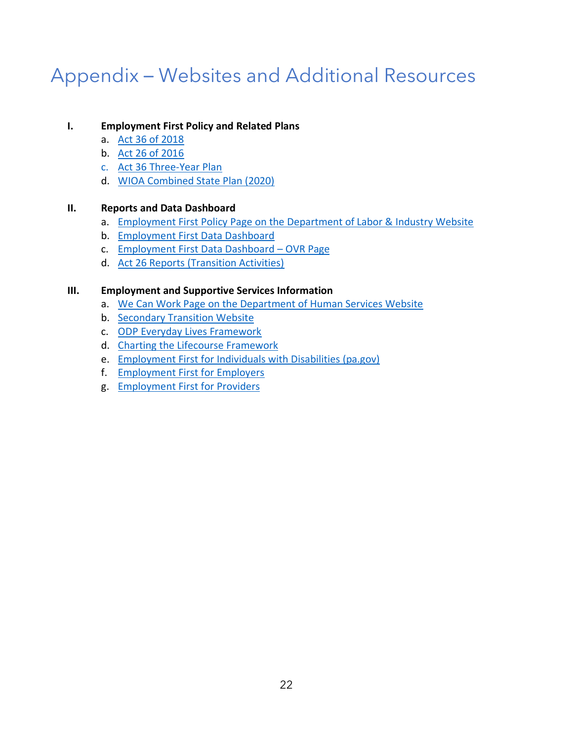# Appendix – Websites and Additional Resources

I. **Employment First Policy and Related Plans**
   a. Act 36 of 2018
   b. Act 26 of 2016
   c. Act 36 Three-Year Plan
   d. WIOA Combined State Plan (2020)

II. **Reports and Data Dashboard**
   a. Employment First Policy Page on the Department of Labor & Industry Website
   b. Employment First Data Dashboard
   c. Employment First Data Dashboard – OVR Page
   d. Act 26 Reports (Transition Activities)

III. **Employment and Supportive Services Information**
   a. We Can Work Page on the Department of Human Services Website
   b. Secondary Transition Website
   c. ODP Everyday Lives Framework
   d. Charting the Lifecourse Framework
   e. Employment First for Individuals with Disabilities (pa.gov)
   f. Employment First for Employers
   g. Employment First for Providers